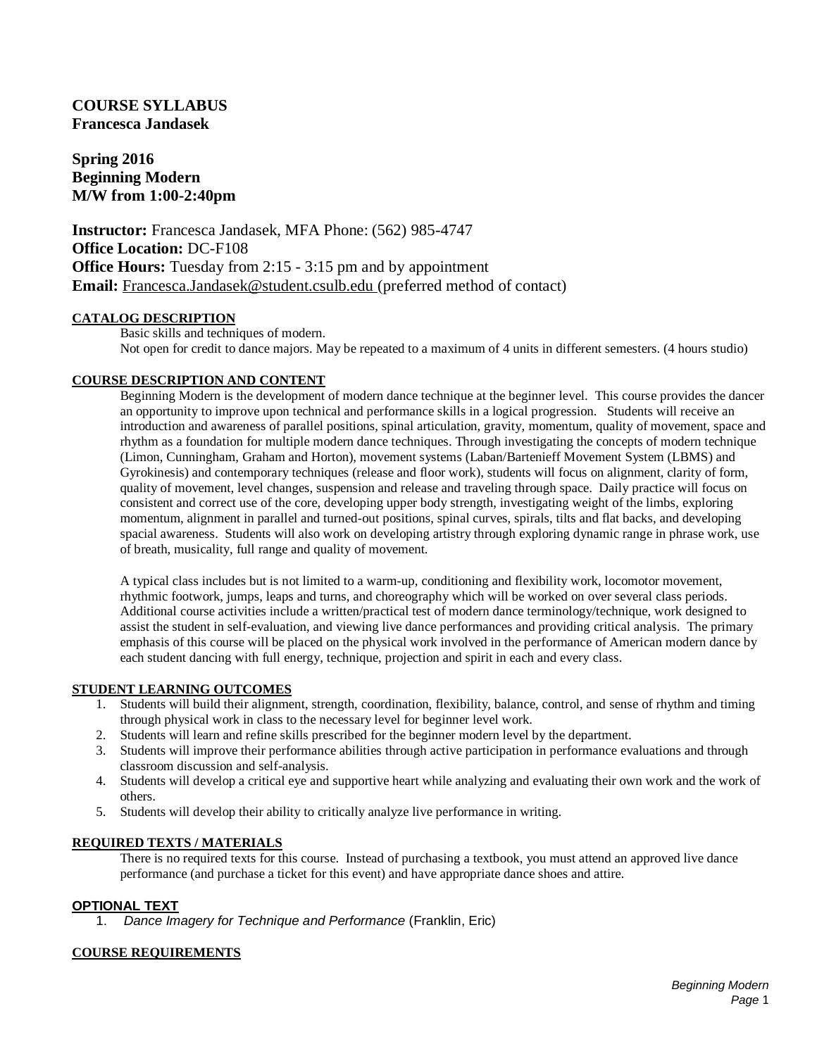**COURSE SYLLABUS**
**Francesca Jandasek**

**Spring 2016**
**Beginning Modern**
**M/W from 1:00-2:40pm**

**Instructor:** Francesca Jandasek, MFA Phone: (562) 985-4747
**Office Location:** DC-F108
**Office Hours:** Tuesday from 2:15 - 3:15 pm and by appointment
**Email:** Francesca.Jandasek@student.csulb.edu (preferred method of contact)

## CATALOG DESCRIPTION

Basic skills and techniques of modern.
Not open for credit to dance majors. May be repeated to a maximum of 4 units in different semesters. (4 hours studio)

## COURSE DESCRIPTION AND CONTENT

Beginning Modern is the development of modern dance technique at the beginner level. This course provides the dancer an opportunity to improve upon technical and performance skills in a logical progression. Students will receive an introduction and awareness of parallel positions, spinal articulation, gravity, momentum, quality of movement, space and rhythm as a foundation for multiple modern dance techniques. Through investigating the concepts of modern technique (Limon, Cunningham, Graham and Horton), movement systems (Laban/Bartenieff Movement System (LBMS) and Gyrokinesis) and contemporary techniques (release and floor work), students will focus on alignment, clarity of form, quality of movement, level changes, suspension and release and traveling through space. Daily practice will focus on consistent and correct use of the core, developing upper body strength, investigating weight of the limbs, exploring momentum, alignment in parallel and turned-out positions, spinal curves, spirals, tilts and flat backs, and developing spacial awareness. Students will also work on developing artistry through exploring dynamic range in phrase work, use of breath, musicality, full range and quality of movement.

A typical class includes but is not limited to a warm-up, conditioning and flexibility work, locomotor movement, rhythmic footwork, jumps, leaps and turns, and choreography which will be worked on over several class periods. Additional course activities include a written/practical test of modern dance terminology/technique, work designed to assist the student in self-evaluation, and viewing live dance performances and providing critical analysis. The primary emphasis of this course will be placed on the physical work involved in the performance of American modern dance by each student dancing with full energy, technique, projection and spirit in each and every class.

## STUDENT LEARNING OUTCOMES

1. Students will build their alignment, strength, coordination, flexibility, balance, control, and sense of rhythm and timing through physical work in class to the necessary level for beginner level work.
2. Students will learn and refine skills prescribed for the beginner modern level by the department.
3. Students will improve their performance abilities through active participation in performance evaluations and through classroom discussion and self-analysis.
4. Students will develop a critical eye and supportive heart while analyzing and evaluating their own work and the work of others.
5. Students will develop their ability to critically analyze live performance in writing.

## REQUIRED TEXTS / MATERIALS

There is no required texts for this course. Instead of purchasing a textbook, you must attend an approved live dance performance (and purchase a ticket for this event) and have appropriate dance shoes and attire.

## OPTIONAL TEXT

1. *Dance Imagery for Technique and Performance* (Franklin, Eric)

## COURSE REQUIREMENTS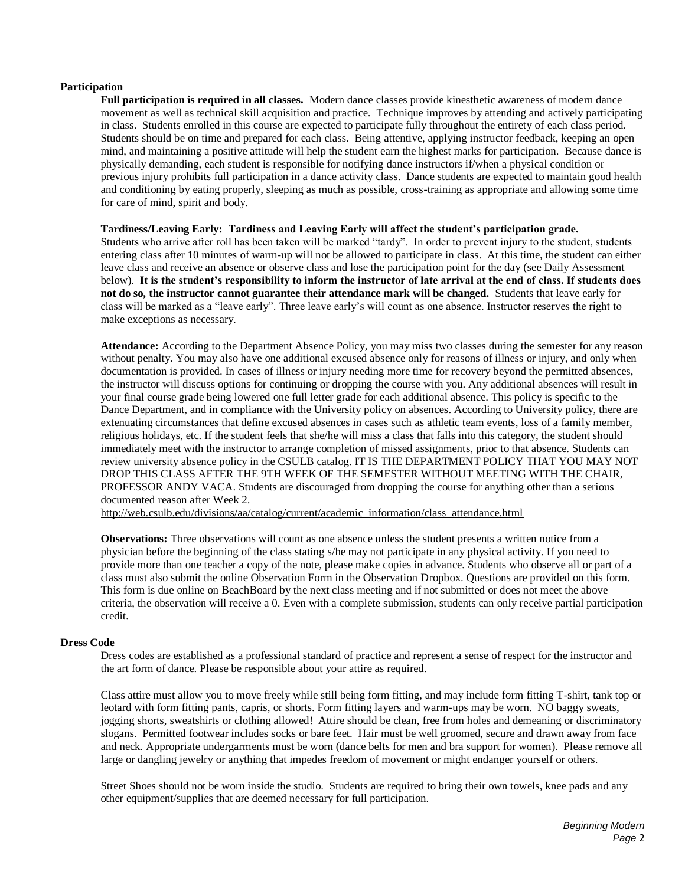## Participation

**Full participation is required in all classes.** Modern dance classes provide kinesthetic awareness of modern dance movement as well as technical skill acquisition and practice. Technique improves by attending and actively participating in class. Students enrolled in this course are expected to participate fully throughout the entirety of each class period. Students should be on time and prepared for each class. Being attentive, applying instructor feedback, keeping an open mind, and maintaining a positive attitude will help the student earn the highest marks for participation. Because dance is physically demanding, each student is responsible for notifying dance instructors if/when a physical condition or previous injury prohibits full participation in a dance activity class. Dance students are expected to maintain good health and conditioning by eating properly, sleeping as much as possible, cross-training as appropriate and allowing some time for care of mind, spirit and body.

**Tardiness/Leaving Early: Tardiness and Leaving Early will affect the student's participation grade.** Students who arrive after roll has been taken will be marked "tardy". In order to prevent injury to the student, students entering class after 10 minutes of warm-up will not be allowed to participate in class. At this time, the student can either leave class and receive an absence or observe class and lose the participation point for the day (see Daily Assessment below). **It is the student's responsibility to inform the instructor of late arrival at the end of class. If students does not do so, the instructor cannot guarantee their attendance mark will be changed.** Students that leave early for class will be marked as a "leave early". Three leave early's will count as one absence. Instructor reserves the right to make exceptions as necessary.

**Attendance:** According to the Department Absence Policy, you may miss two classes during the semester for any reason without penalty. You may also have one additional excused absence only for reasons of illness or injury, and only when documentation is provided. In cases of illness or injury needing more time for recovery beyond the permitted absences, the instructor will discuss options for continuing or dropping the course with you. Any additional absences will result in your final course grade being lowered one full letter grade for each additional absence. This policy is specific to the Dance Department, and in compliance with the University policy on absences. According to University policy, there are extenuating circumstances that define excused absences in cases such as athletic team events, loss of a family member, religious holidays, etc. If the student feels that she/he will miss a class that falls into this category, the student should immediately meet with the instructor to arrange completion of missed assignments, prior to that absence. Students can review university absence policy in the CSULB catalog. IT IS THE DEPARTMENT POLICY THAT YOU MAY NOT DROP THIS CLASS AFTER THE 9TH WEEK OF THE SEMESTER WITHOUT MEETING WITH THE CHAIR, PROFESSOR ANDY VACA. Students are discouraged from dropping the course for anything other than a serious documented reason after Week 2.
http://web.csulb.edu/divisions/aa/catalog/current/academic_information/class_attendance.html

**Observations:** Three observations will count as one absence unless the student presents a written notice from a physician before the beginning of the class stating s/he may not participate in any physical activity. If you need to provide more than one teacher a copy of the note, please make copies in advance. Students who observe all or part of a class must also submit the online Observation Form in the Observation Dropbox. Questions are provided on this form. This form is due online on BeachBoard by the next class meeting and if not submitted or does not meet the above criteria, the observation will receive a 0. Even with a complete submission, students can only receive partial participation credit.

## Dress Code

Dress codes are established as a professional standard of practice and represent a sense of respect for the instructor and the art form of dance. Please be responsible about your attire as required.

Class attire must allow you to move freely while still being form fitting, and may include form fitting T-shirt, tank top or leotard with form fitting pants, capris, or shorts. Form fitting layers and warm-ups may be worn. NO baggy sweats, jogging shorts, sweatshirts or clothing allowed! Attire should be clean, free from holes and demeaning or discriminatory slogans. Permitted footwear includes socks or bare feet. Hair must be well groomed, secure and drawn away from face and neck. Appropriate undergarments must be worn (dance belts for men and bra support for women). Please remove all large or dangling jewelry or anything that impedes freedom of movement or might endanger yourself or others.

Street Shoes should not be worn inside the studio. Students are required to bring their own towels, knee pads and any other equipment/supplies that are deemed necessary for full participation.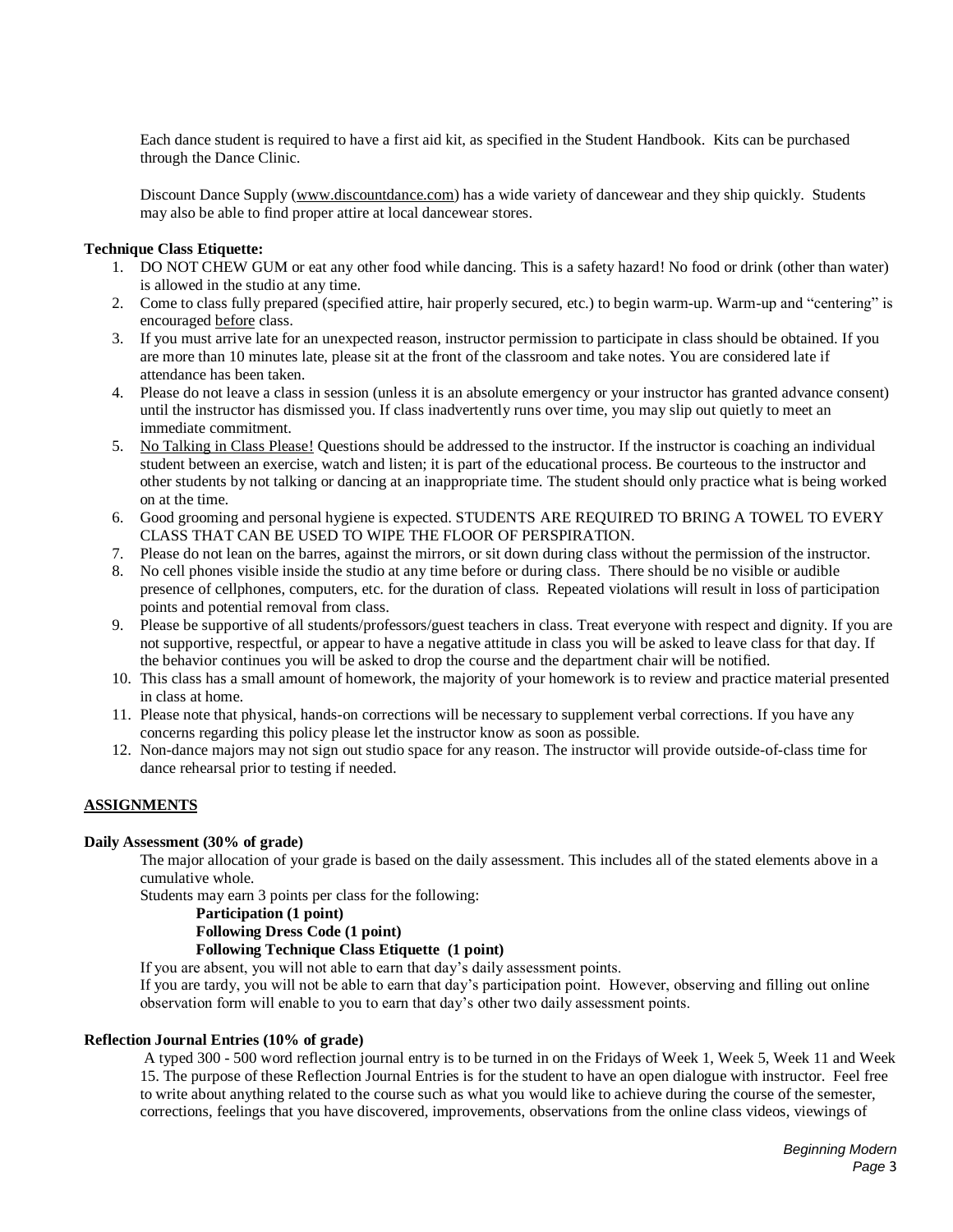Each dance student is required to have a first aid kit, as specified in the Student Handbook. Kits can be purchased through the Dance Clinic.

Discount Dance Supply (www.discountdance.com) has a wide variety of dancewear and they ship quickly. Students may also be able to find proper attire at local dancewear stores.

**Technique Class Etiquette:**

1. DO NOT CHEW GUM or eat any other food while dancing. This is a safety hazard! No food or drink (other than water) is allowed in the studio at any time.
2. Come to class fully prepared (specified attire, hair properly secured, etc.) to begin warm-up. Warm-up and "centering" is encouraged <u>before</u> class.
3. If you must arrive late for an unexpected reason, instructor permission to participate in class should be obtained. If you are more than 10 minutes late, please sit at the front of the classroom and take notes. You are considered late if attendance has been taken.
4. Please do not leave a class in session (unless it is an absolute emergency or your instructor has granted advance consent) until the instructor has dismissed you. If class inadvertently runs over time, you may slip out quietly to meet an immediate commitment.
5. <u>No Talking in Class Please!</u> Questions should be addressed to the instructor. If the instructor is coaching an individual student between an exercise, watch and listen; it is part of the educational process. Be courteous to the instructor and other students by not talking or dancing at an inappropriate time. The student should only practice what is being worked on at the time.
6. Good grooming and personal hygiene is expected. STUDENTS ARE REQUIRED TO BRING A TOWEL TO EVERY CLASS THAT CAN BE USED TO WIPE THE FLOOR OF PERSPIRATION.
7. Please do not lean on the barres, against the mirrors, or sit down during class without the permission of the instructor.
8. No cell phones visible inside the studio at any time before or during class. There should be no visible or audible presence of cellphones, computers, etc. for the duration of class. Repeated violations will result in loss of participation points and potential removal from class.
9. Please be supportive of all students/professors/guest teachers in class. Treat everyone with respect and dignity. If you are not supportive, respectful, or appear to have a negative attitude in class you will be asked to leave class for that day. If the behavior continues you will be asked to drop the course and the department chair will be notified.
10. This class has a small amount of homework, the majority of your homework is to review and practice material presented in class at home.
11. Please note that physical, hands-on corrections will be necessary to supplement verbal corrections. If you have any concerns regarding this policy please let the instructor know as soon as possible.
12. Non-dance majors may not sign out studio space for any reason. The instructor will provide outside-of-class time for dance rehearsal prior to testing if needed.

## ASSIGNMENTS

**Daily Assessment (30% of grade)**

The major allocation of your grade is based on the daily assessment. This includes all of the stated elements above in a cumulative whole.

Students may earn 3 points per class for the following:

**Participation (1 point)**
**Following Dress Code (1 point)**
**Following Technique Class Etiquette (1 point)**

If you are absent, you will not able to earn that day's daily assessment points.

If you are tardy, you will not be able to earn that day's participation point. However, observing and filling out online observation form will enable to you to earn that day's other two daily assessment points.

**Reflection Journal Entries (10% of grade)**

A typed 300 - 500 word reflection journal entry is to be turned in on the Fridays of Week 1, Week 5, Week 11 and Week 15. The purpose of these Reflection Journal Entries is for the student to have an open dialogue with instructor. Feel free to write about anything related to the course such as what you would like to achieve during the course of the semester, corrections, feelings that you have discovered, improvements, observations from the online class videos, viewings of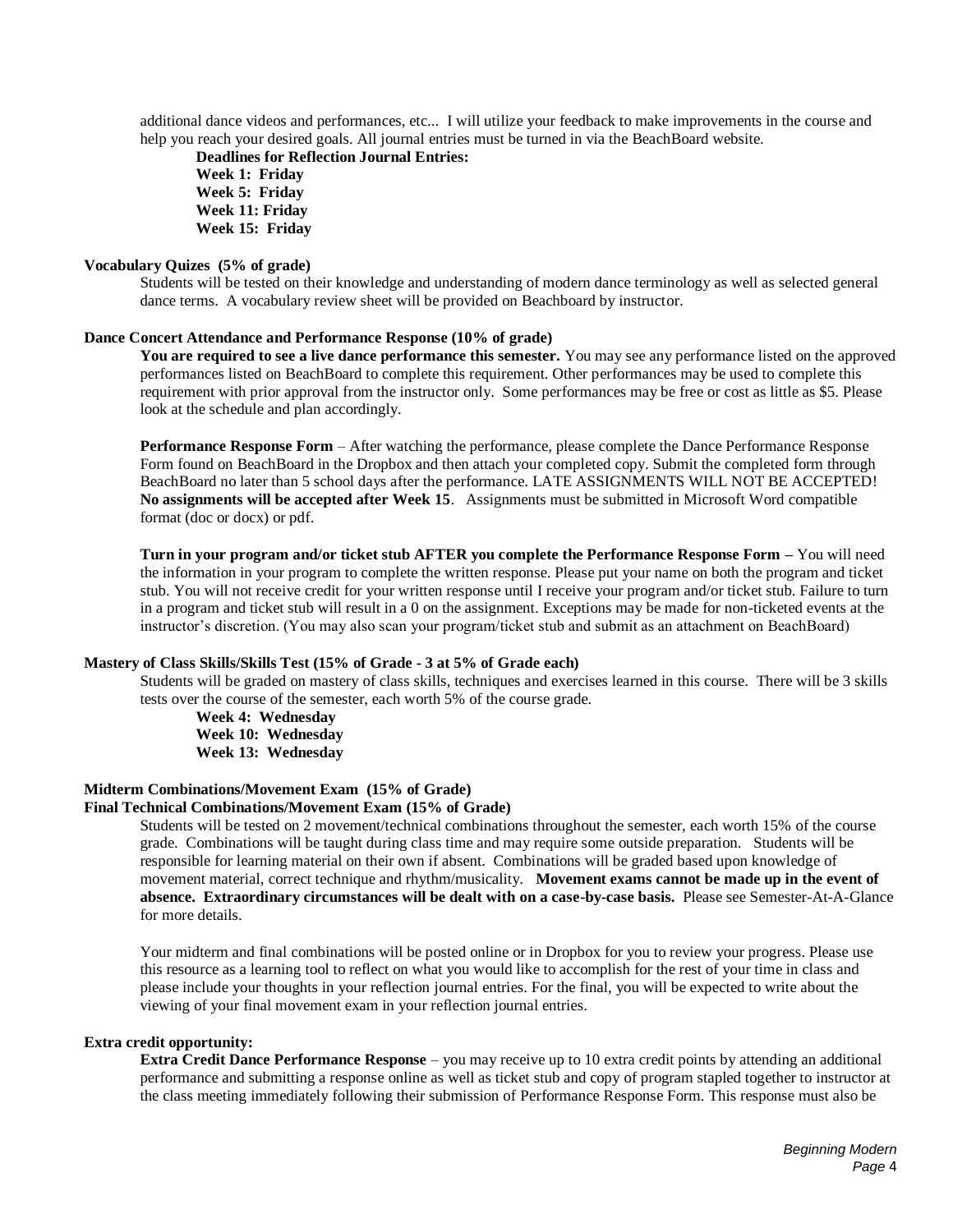additional dance videos and performances, etc... I will utilize your feedback to make improvements in the course and help you reach your desired goals. All journal entries must be turned in via the BeachBoard website.

**Deadlines for Reflection Journal Entries:**
**Week 1: Friday**
**Week 5: Friday**
**Week 11: Friday**
**Week 15: Friday**

**Vocabulary Quizes (5% of grade)**

Students will be tested on their knowledge and understanding of modern dance terminology as well as selected general dance terms. A vocabulary review sheet will be provided on Beachboard by instructor.

**Dance Concert Attendance and Performance Response (10% of grade)**

**You are required to see a live dance performance this semester.** You may see any performance listed on the approved performances listed on BeachBoard to complete this requirement. Other performances may be used to complete this requirement with prior approval from the instructor only. Some performances may be free or cost as little as $5. Please look at the schedule and plan accordingly.

**Performance Response Form** – After watching the performance, please complete the Dance Performance Response Form found on BeachBoard in the Dropbox and then attach your completed copy. Submit the completed form through BeachBoard no later than 5 school days after the performance. LATE ASSIGNMENTS WILL NOT BE ACCEPTED! **No assignments will be accepted after Week 15**. Assignments must be submitted in Microsoft Word compatible format (doc or docx) or pdf.

**Turn in your program and/or ticket stub AFTER you complete the Performance Response Form –** You will need the information in your program to complete the written response. Please put your name on both the program and ticket stub. You will not receive credit for your written response until I receive your program and/or ticket stub. Failure to turn in a program and ticket stub will result in a 0 on the assignment. Exceptions may be made for non-ticketed events at the instructor's discretion. (You may also scan your program/ticket stub and submit as an attachment on BeachBoard)

**Mastery of Class Skills/Skills Test (15% of Grade - 3 at 5% of Grade each)**

Students will be graded on mastery of class skills, techniques and exercises learned in this course. There will be 3 skills tests over the course of the semester, each worth 5% of the course grade.

**Week 4: Wednesday**
**Week 10: Wednesday**
**Week 13: Wednesday**

**Midterm Combinations/Movement Exam (15% of Grade)**
**Final Technical Combinations/Movement Exam (15% of Grade)**

Students will be tested on 2 movement/technical combinations throughout the semester, each worth 15% of the course grade. Combinations will be taught during class time and may require some outside preparation. Students will be responsible for learning material on their own if absent. Combinations will be graded based upon knowledge of movement material, correct technique and rhythm/musicality. **Movement exams cannot be made up in the event of absence. Extraordinary circumstances will be dealt with on a case-by-case basis.** Please see Semester-At-A-Glance for more details.

Your midterm and final combinations will be posted online or in Dropbox for you to review your progress. Please use this resource as a learning tool to reflect on what you would like to accomplish for the rest of your time in class and please include your thoughts in your reflection journal entries. For the final, you will be expected to write about the viewing of your final movement exam in your reflection journal entries.

**Extra credit opportunity:**

**Extra Credit Dance Performance Response** – you may receive up to 10 extra credit points by attending an additional performance and submitting a response online as well as ticket stub and copy of program stapled together to instructor at the class meeting immediately following their submission of Performance Response Form. This response must also be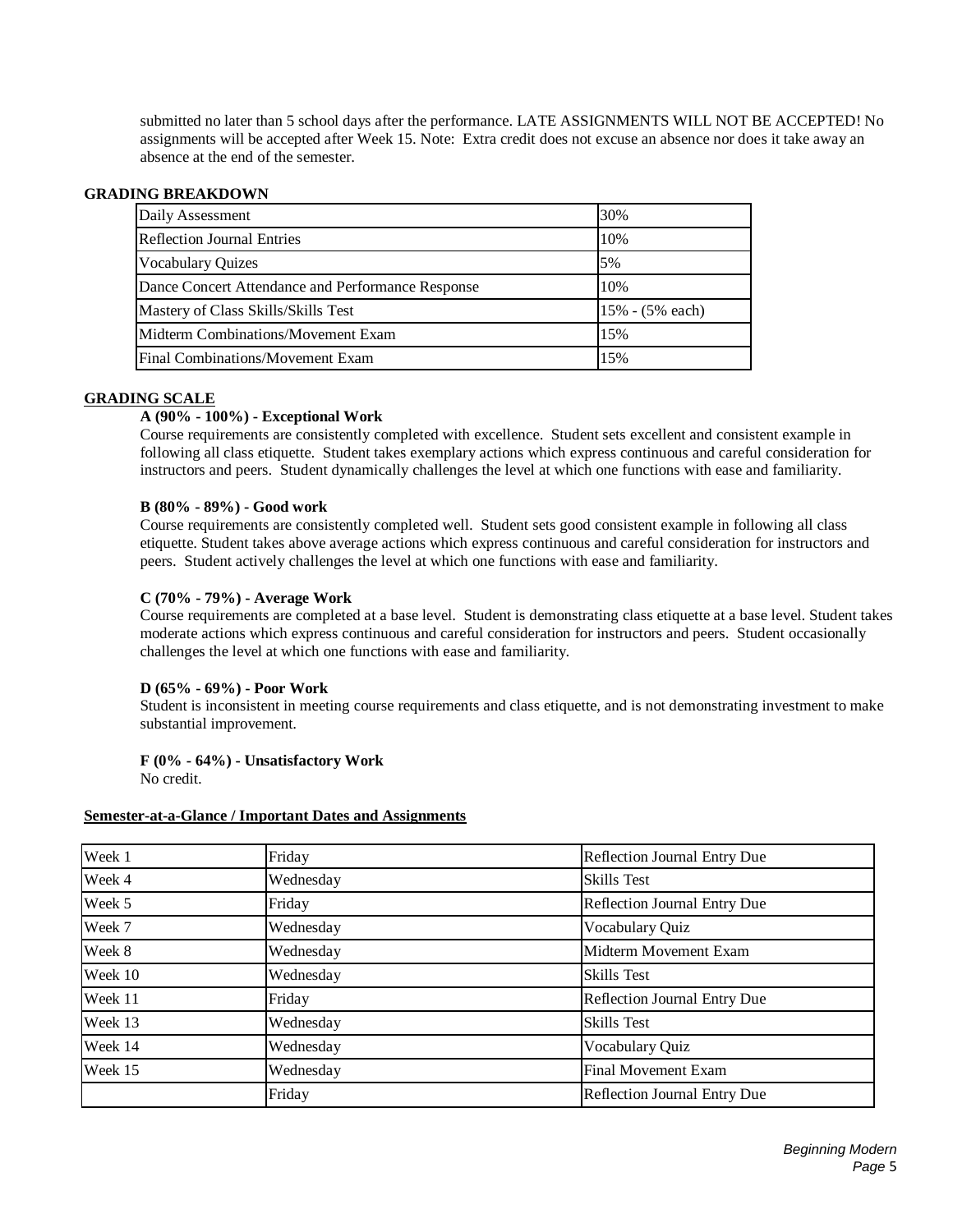submitted no later than 5 school days after the performance. LATE ASSIGNMENTS WILL NOT BE ACCEPTED! No assignments will be accepted after Week 15. Note: Extra credit does not excuse an absence nor does it take away an absence at the end of the semester.

**GRADING BREAKDOWN**

| Category | Weight |
|---|---|
| Daily Assessment | 30% |
| Reflection Journal Entries | 10% |
| Vocabulary Quizes | 5% |
| Dance Concert Attendance and Performance Response | 10% |
| Mastery of Class Skills/Skills Test | 15% - (5% each) |
| Midterm Combinations/Movement Exam | 15% |
| Final Combinations/Movement Exam | 15% |

**GRADING SCALE**

**A (90% - 100%) - Exceptional Work**
Course requirements are consistently completed with excellence. Student sets excellent and consistent example in following all class etiquette. Student takes exemplary actions which express continuous and careful consideration for instructors and peers. Student dynamically challenges the level at which one functions with ease and familiarity.

**B (80% - 89%) - Good work**
Course requirements are consistently completed well. Student sets good consistent example in following all class etiquette. Student takes above average actions which express continuous and careful consideration for instructors and peers. Student actively challenges the level at which one functions with ease and familiarity.

**C (70% - 79%) - Average Work**
Course requirements are completed at a base level. Student is demonstrating class etiquette at a base level. Student takes moderate actions which express continuous and careful consideration for instructors and peers. Student occasionally challenges the level at which one functions with ease and familiarity.

**D (65% - 69%) - Poor Work**
Student is inconsistent in meeting course requirements and class etiquette, and is not demonstrating investment to make substantial improvement.

**F (0% - 64%) - Unsatisfactory Work**
No credit.

**Semester-at-a-Glance / Important Dates and Assignments**

| Week | Day | Assignment |
|---|---|---|
| Week 1 | Friday | Reflection Journal Entry Due |
| Week 4 | Wednesday | Skills Test |
| Week 5 | Friday | Reflection Journal Entry Due |
| Week 7 | Wednesday | Vocabulary Quiz |
| Week 8 | Wednesday | Midterm Movement Exam |
| Week 10 | Wednesday | Skills Test |
| Week 11 | Friday | Reflection Journal Entry Due |
| Week 13 | Wednesday | Skills Test |
| Week 14 | Wednesday | Vocabulary Quiz |
| Week 15 | Wednesday | Final Movement Exam |
| | Friday | Reflection Journal Entry Due |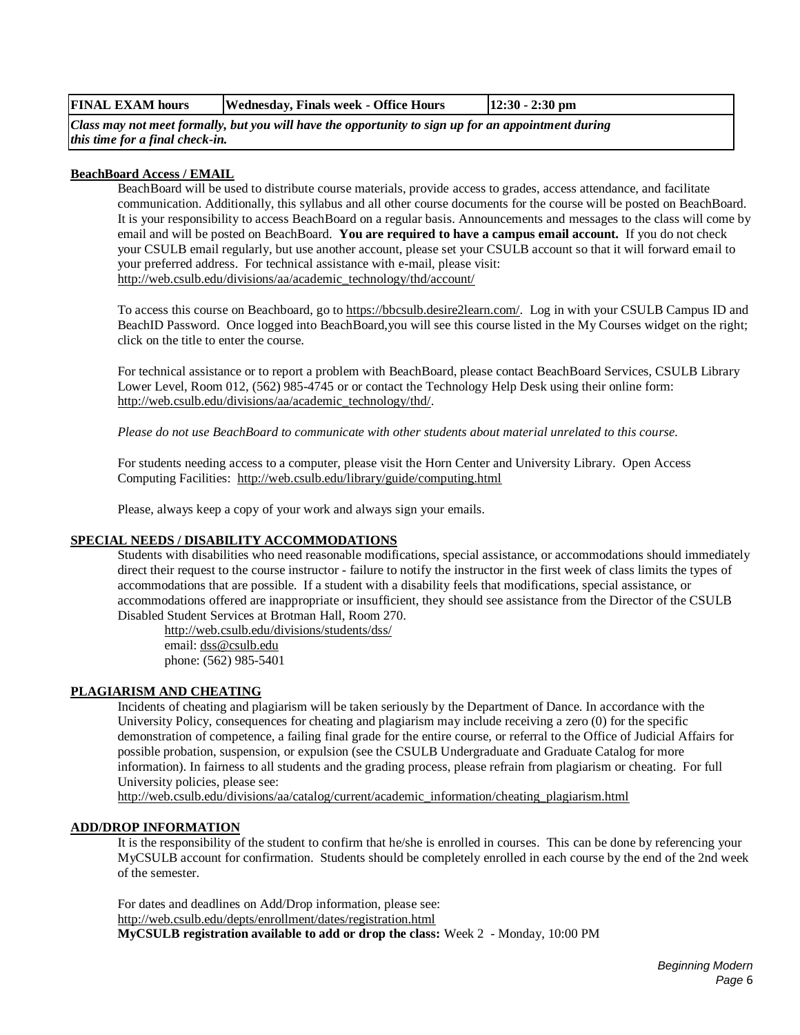| **FINAL EXAM hours** | **Wednesday, Finals week - Office Hours** | **12:30 - 2:30 pm** |
|---|---|---|
| ***Class may not meet formally, but you will have the opportunity to sign up for an appointment during this time for a final check-in.*** | | |

**BeachBoard Access / EMAIL**

BeachBoard will be used to distribute course materials, provide access to grades, access attendance, and facilitate communication. Additionally, this syllabus and all other course documents for the course will be posted on BeachBoard. It is your responsibility to access BeachBoard on a regular basis. Announcements and messages to the class will come by email and will be posted on BeachBoard. **You are required to have a campus email account.** If you do not check your CSULB email regularly, but use another account, please set your CSULB account so that it will forward email to your preferred address. For technical assistance with e-mail, please visit: http://web.csulb.edu/divisions/aa/academic_technology/thd/account/

To access this course on Beachboard, go to https://bbcsulb.desire2learn.com/. Log in with your CSULB Campus ID and BeachID Password. Once logged into BeachBoard,you will see this course listed in the My Courses widget on the right; click on the title to enter the course.

For technical assistance or to report a problem with BeachBoard, please contact BeachBoard Services, CSULB Library Lower Level, Room 012, (562) 985-4745 or or contact the Technology Help Desk using their online form: http://web.csulb.edu/divisions/aa/academic_technology/thd/.

*Please do not use BeachBoard to communicate with other students about material unrelated to this course.*

For students needing access to a computer, please visit the Horn Center and University Library. Open Access Computing Facilities: http://web.csulb.edu/library/guide/computing.html

Please, always keep a copy of your work and always sign your emails.

**SPECIAL NEEDS / DISABILITY ACCOMMODATIONS**

Students with disabilities who need reasonable modifications, special assistance, or accommodations should immediately direct their request to the course instructor - failure to notify the instructor in the first week of class limits the types of accommodations that are possible. If a student with a disability feels that modifications, special assistance, or accommodations offered are inappropriate or insufficient, they should see assistance from the Director of the CSULB Disabled Student Services at Brotman Hall, Room 270.

http://web.csulb.edu/divisions/students/dss/
email: dss@csulb.edu
phone: (562) 985-5401

**PLAGIARISM AND CHEATING**

Incidents of cheating and plagiarism will be taken seriously by the Department of Dance. In accordance with the University Policy, consequences for cheating and plagiarism may include receiving a zero (0) for the specific demonstration of competence, a failing final grade for the entire course, or referral to the Office of Judicial Affairs for possible probation, suspension, or expulsion (see the CSULB Undergraduate and Graduate Catalog for more information). In fairness to all students and the grading process, please refrain from plagiarism or cheating. For full University policies, please see:
http://web.csulb.edu/divisions/aa/catalog/current/academic_information/cheating_plagiarism.html

**ADD/DROP INFORMATION**

It is the responsibility of the student to confirm that he/she is enrolled in courses. This can be done by referencing your MyCSULB account for confirmation. Students should be completely enrolled in each course by the end of the 2nd week of the semester.

For dates and deadlines on Add/Drop information, please see:
http://web.csulb.edu/depts/enrollment/dates/registration.html
**MyCSULB registration available to add or drop the class:** Week 2 - Monday, 10:00 PM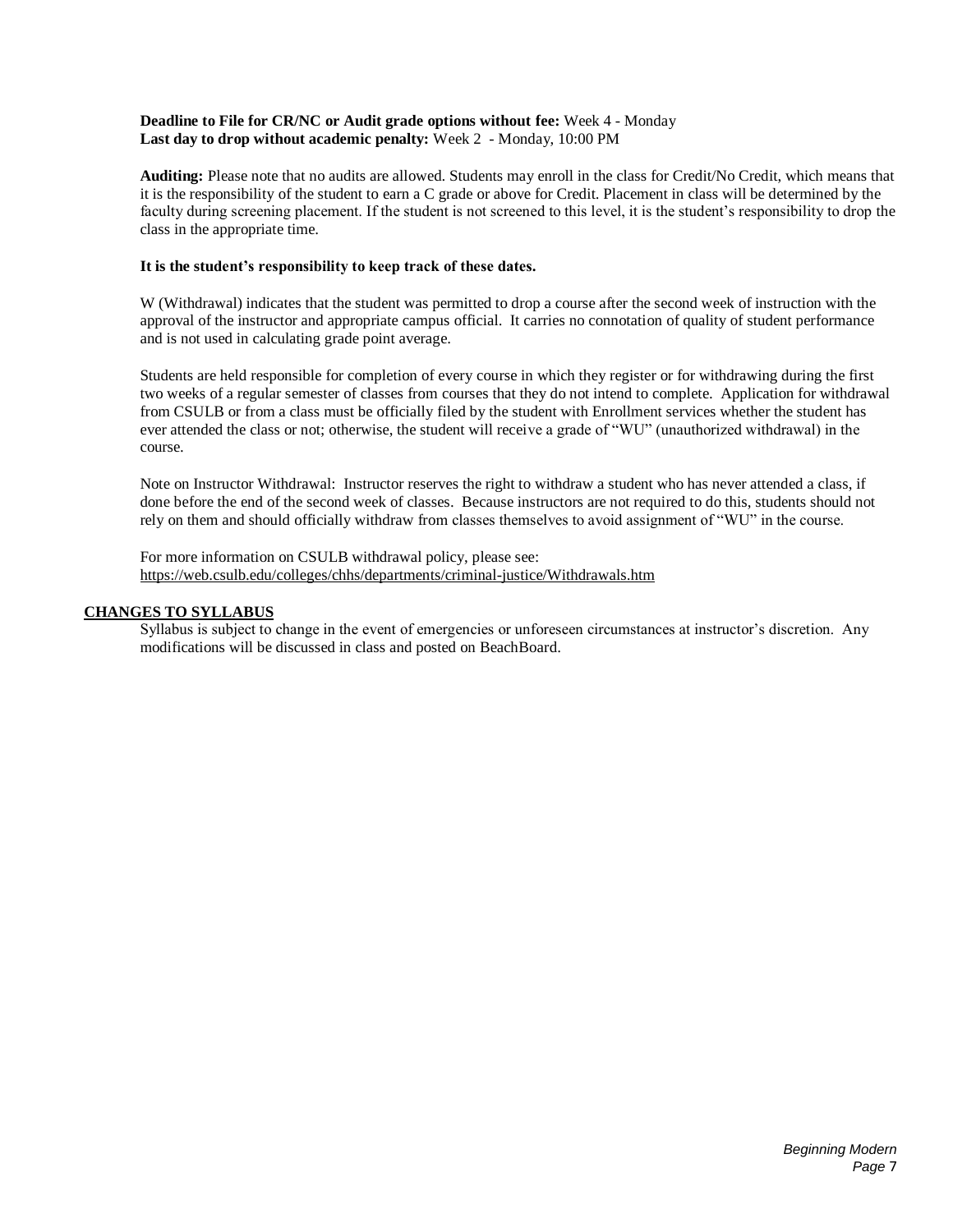**Deadline to File for CR/NC or Audit grade options without fee:** Week 4 - Monday
**Last day to drop without academic penalty:** Week 2 - Monday, 10:00 PM

**Auditing:** Please note that no audits are allowed. Students may enroll in the class for Credit/No Credit, which means that it is the responsibility of the student to earn a C grade or above for Credit. Placement in class will be determined by the faculty during screening placement. If the student is not screened to this level, it is the student's responsibility to drop the class in the appropriate time.

**It is the student's responsibility to keep track of these dates.**

W (Withdrawal) indicates that the student was permitted to drop a course after the second week of instruction with the approval of the instructor and appropriate campus official. It carries no connotation of quality of student performance and is not used in calculating grade point average.

Students are held responsible for completion of every course in which they register or for withdrawing during the first two weeks of a regular semester of classes from courses that they do not intend to complete. Application for withdrawal from CSULB or from a class must be officially filed by the student with Enrollment services whether the student has ever attended the class or not; otherwise, the student will receive a grade of "WU" (unauthorized withdrawal) in the course.

Note on Instructor Withdrawal: Instructor reserves the right to withdraw a student who has never attended a class, if done before the end of the second week of classes. Because instructors are not required to do this, students should not rely on them and should officially withdraw from classes themselves to avoid assignment of "WU" in the course.

For more information on CSULB withdrawal policy, please see:
https://web.csulb.edu/colleges/chhs/departments/criminal-justice/Withdrawals.htm

## CHANGES TO SYLLABUS

Syllabus is subject to change in the event of emergencies or unforeseen circumstances at instructor's discretion. Any modifications will be discussed in class and posted on BeachBoard.